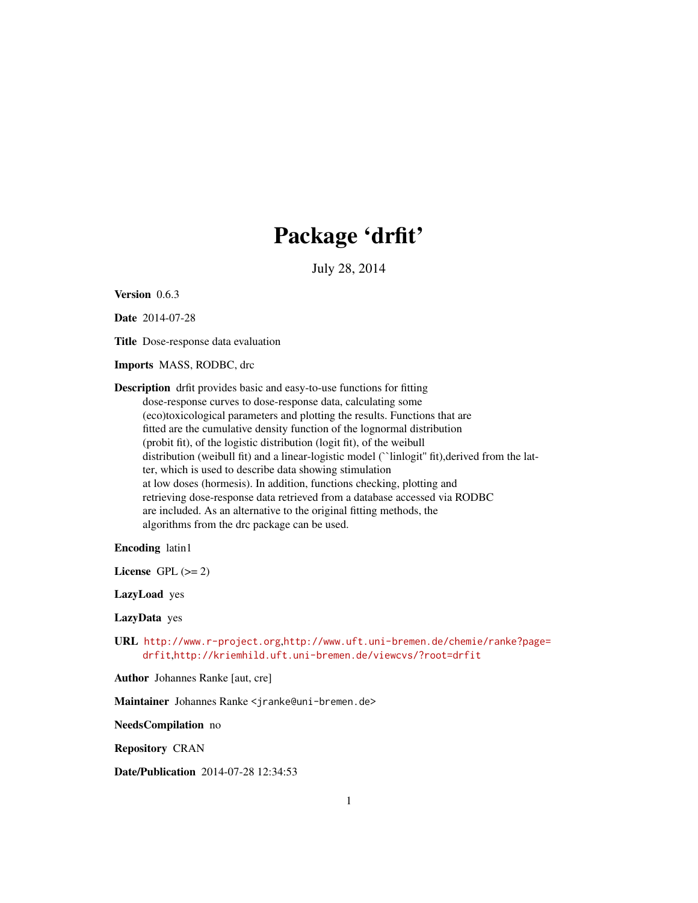# Package 'drfit'

July 28, 2014

**Version** 0.6.3

**Date** 2014-07-28

**Title** Dose-response data evaluation

**Imports** MASS, RODBC, drc

**Description** drfit provides basic and easy-to-use functions for fitting dose-response curves to dose-response data, calculating some (eco)toxicological parameters and plotting the results. Functions that are fitted are the cumulative density function of the lognormal distribution (probit fit), of the logistic distribution (logit fit), of the weibull distribution (weibull fit) and a linear-logistic model (``linlogit'' fit),derived from the latter, which is used to describe data showing stimulation at low doses (hormesis). In addition, functions checking, plotting and retrieving dose-response data retrieved from a database accessed via RODBC are included. As an alternative to the original fitting methods, the algorithms from the drc package can be used.

**Encoding** latin1

**License** GPL (>= 2)

**LazyLoad** yes

**LazyData** yes

**URL** http://www.r-project.org,http://www.uft.uni-bremen.de/chemie/ranke?page=drfit,http://kriemhild.uft.uni-bremen.de/viewcvs/?root=drfit

**Author** Johannes Ranke [aut, cre]

**Maintainer** Johannes Ranke <jranke@uni-bremen.de>

**NeedsCompilation** no

**Repository** CRAN

**Date/Publication** 2014-07-28 12:34:53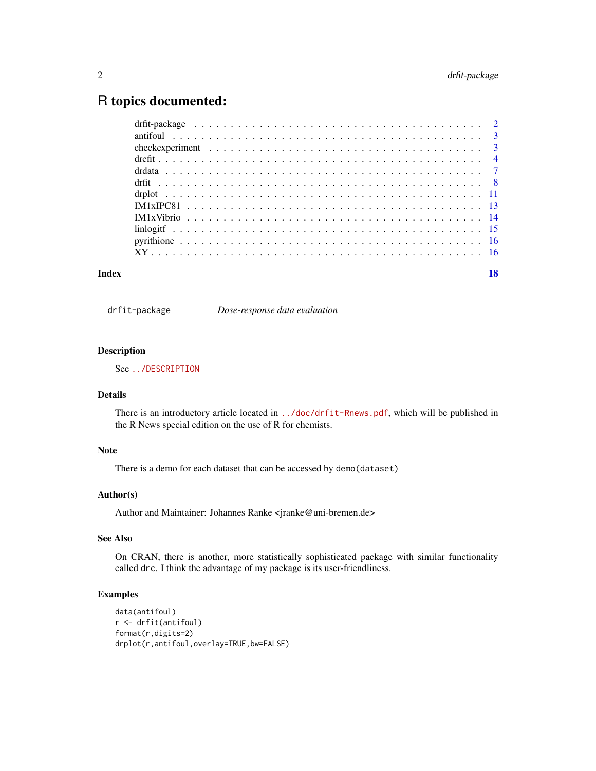# R topics documented:

| | |
|---|---|
| drfit-package | 2 |
| antifoul | 3 |
| checkexperiment | 3 |
| drcfit | 4 |
| drdata | 7 |
| drfit | 8 |
| drplot | 11 |
| IM1xIPC81 | 13 |
| IM1xVibrio | 14 |
| linlogitf | 15 |
| pyrithione | 16 |
| XY | 16 |

**Index** **18**

---

drfit-package *Dose-response data evaluation*

---

### Description

See ../DESCRIPTION

### Details

There is an introductory article located in ../doc/drfit-Rnews.pdf, which will be published in the R News special edition on the use of R for chemists.

### Note

There is a demo for each dataset that can be accessed by `demo(dataset)`

### Author(s)

Author and Maintainer: Johannes Ranke <jranke@uni-bremen.de>

### See Also

On CRAN, there is another, more statistically sophisticated package with similar functionality called `drc`. I think the advantage of my package is its user-friendliness.

### Examples

```
data(antifoul)
r <- drfit(antifoul)
format(r,digits=2)
drplot(r,antifoul,overlay=TRUE,bw=FALSE)
```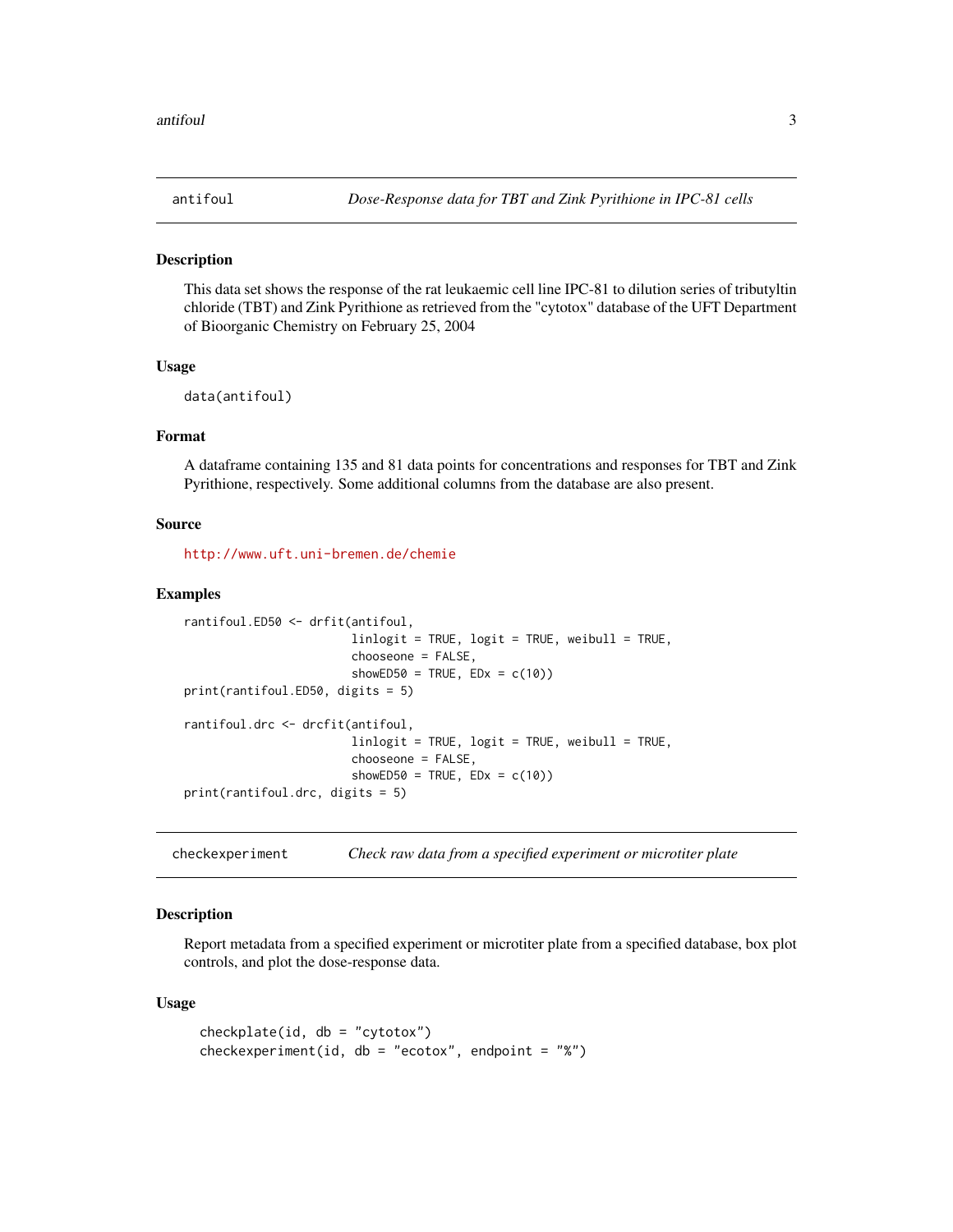## antifoul — *Dose-Response data for TBT and Zink Pyrithione in IPC-81 cells*

### Description

This data set shows the response of the rat leukaemic cell line IPC-81 to dilution series of tributyltin chloride (TBT) and Zink Pyrithione as retrieved from the "cytotox" database of the UFT Department of Bioorganic Chemistry on February 25, 2004

### Usage

```
data(antifoul)
```

### Format

A dataframe containing 135 and 81 data points for concentrations and responses for TBT and Zink Pyrithione, respectively. Some additional columns from the database are also present.

### Source

http://www.uft.uni-bremen.de/chemie

### Examples

```
rantifoul.ED50 <- drfit(antifoul,
                        linlogit = TRUE, logit = TRUE, weibull = TRUE,
                        chooseone = FALSE,
                        showED50 = TRUE, EDx = c(10))
print(rantifoul.ED50, digits = 5)

rantifoul.drc <- drcfit(antifoul,
                        linlogit = TRUE, logit = TRUE, weibull = TRUE,
                        chooseone = FALSE,
                        showED50 = TRUE, EDx = c(10))
print(rantifoul.drc, digits = 5)
```

## checkexperiment — *Check raw data from a specified experiment or microtiter plate*

### Description

Report metadata from a specified experiment or microtiter plate from a specified database, box plot controls, and plot the dose-response data.

### Usage

```
checkplate(id, db = "cytotox")
checkexperiment(id, db = "ecotox", endpoint = "%")
```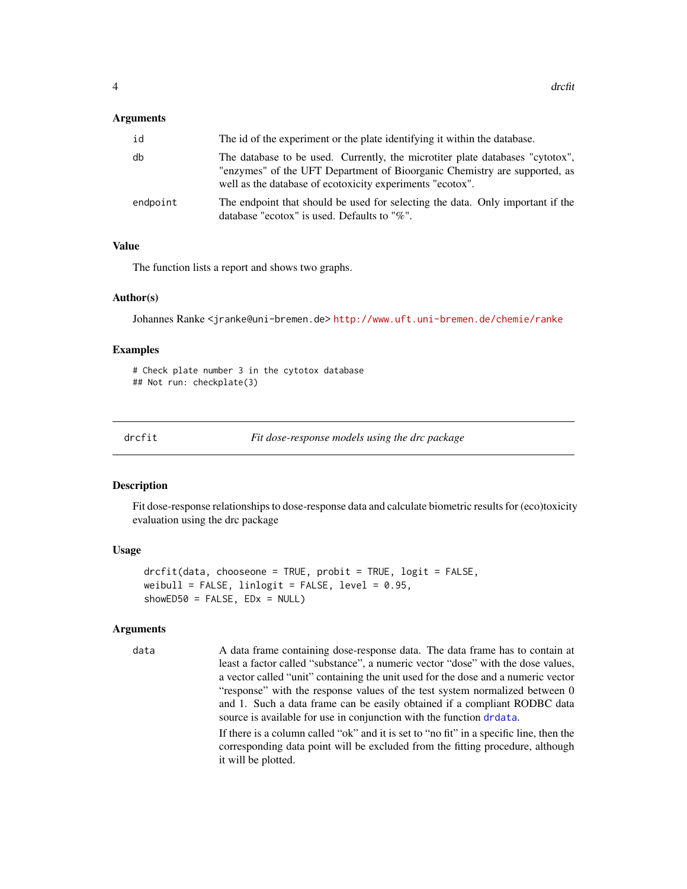### Arguments

| | |
|---|---|
| id | The id of the experiment or the plate identifying it within the database. |
| db | The database to be used. Currently, the microtiter plate databases "cytotox", "enzymes" of the UFT Department of Bioorganic Chemistry are supported, as well as the database of ecotoxicity experiments "ecotox". |
| endpoint | The endpoint that should be used for selecting the data. Only important if the database "ecotox" is used. Defaults to "%". |

### Value

The function lists a report and shows two graphs.

### Author(s)

Johannes Ranke <jranke@uni-bremen.de> http://www.uft.uni-bremen.de/chemie/ranke

### Examples

```
# Check plate number 3 in the cytotox database
## Not run: checkplate(3)
```

## drcfit — *Fit dose-response models using the drc package*

### Description

Fit dose-response relationships to dose-response data and calculate biometric results for (eco)toxicity evaluation using the drc package

### Usage

```
drcfit(data, chooseone = TRUE, probit = TRUE, logit = FALSE,
weibull = FALSE, linlogit = FALSE, level = 0.95,
showED50 = FALSE, EDx = NULL)
```

### Arguments

| | |
|---|---|
| data | A data frame containing dose-response data. The data frame has to contain at least a factor called “substance”, a numeric vector “dose” with the dose values, a vector called “unit” containing the unit used for the dose and a numeric vector “response” with the response values of the test system normalized between 0 and 1. Such a data frame can be easily obtained if a compliant RODBC data source is available for use in conjunction with the function drdata.<br><br>If there is a column called “ok” and it is set to “no fit” in a specific line, then the corresponding data point will be excluded from the fitting procedure, although it will be plotted. |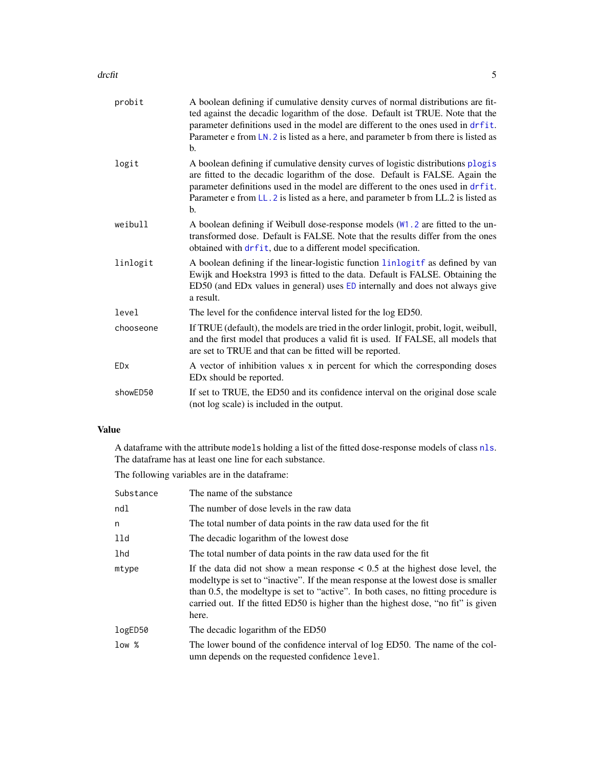| | |
|---|---|
| probit | A boolean defining if cumulative density curves of normal distributions are fitted against the decadic logarithm of the dose. Default ist TRUE. Note that the parameter definitions used in the model are different to the ones used in drfit. Parameter e from LN.2 is listed as a here, and parameter b from there is listed as b. |
| logit | A boolean defining if cumulative density curves of logistic distributions plogis are fitted to the decadic logarithm of the dose. Default is FALSE. Again the parameter definitions used in the model are different to the ones used in drfit. Parameter e from LL.2 is listed as a here, and parameter b from LL.2 is listed as b. |
| weibull | A boolean defining if Weibull dose-response models (W1.2 are fitted to the untransformed dose. Default is FALSE. Note that the results differ from the ones obtained with drfit, due to a different model specification. |
| linlogit | A boolean defining if the linear-logistic function linlogitf as defined by van Ewijk and Hoekstra 1993 is fitted to the data. Default is FALSE. Obtaining the ED50 (and EDx values in general) uses ED internally and does not always give a result. |
| level | The level for the confidence interval listed for the log ED50. |
| chooseone | If TRUE (default), the models are tried in the order linlogit, probit, logit, weibull, and the first model that produces a valid fit is used. If FALSE, all models that are set to TRUE and that can be fitted will be reported. |
| EDx | A vector of inhibition values x in percent for which the corresponding doses EDx should be reported. |
| showED50 | If set to TRUE, the ED50 and its confidence interval on the original dose scale (not log scale) is included in the output. |

## Value

A dataframe with the attribute `models` holding a list of the fitted dose-response models of class nls. The dataframe has at least one line for each substance.

The following variables are in the dataframe:

| | |
|---|---|
| Substance | The name of the substance |
| ndl | The number of dose levels in the raw data |
| n | The total number of data points in the raw data used for the fit |
| lld | The decadic logarithm of the lowest dose |
| lhd | The total number of data points in the raw data used for the fit |
| mtype | If the data did not show a mean response < 0.5 at the highest dose level, the modeltype is set to "inactive". If the mean response at the lowest dose is smaller than 0.5, the modeltype is set to "active". In both cases, no fitting procedure is carried out. If the fitted ED50 is higher than the highest dose, "no fit" is given here. |
| logED50 | The decadic logarithm of the ED50 |
| low % | The lower bound of the confidence interval of log ED50. The name of the column depends on the requested confidence `level`. |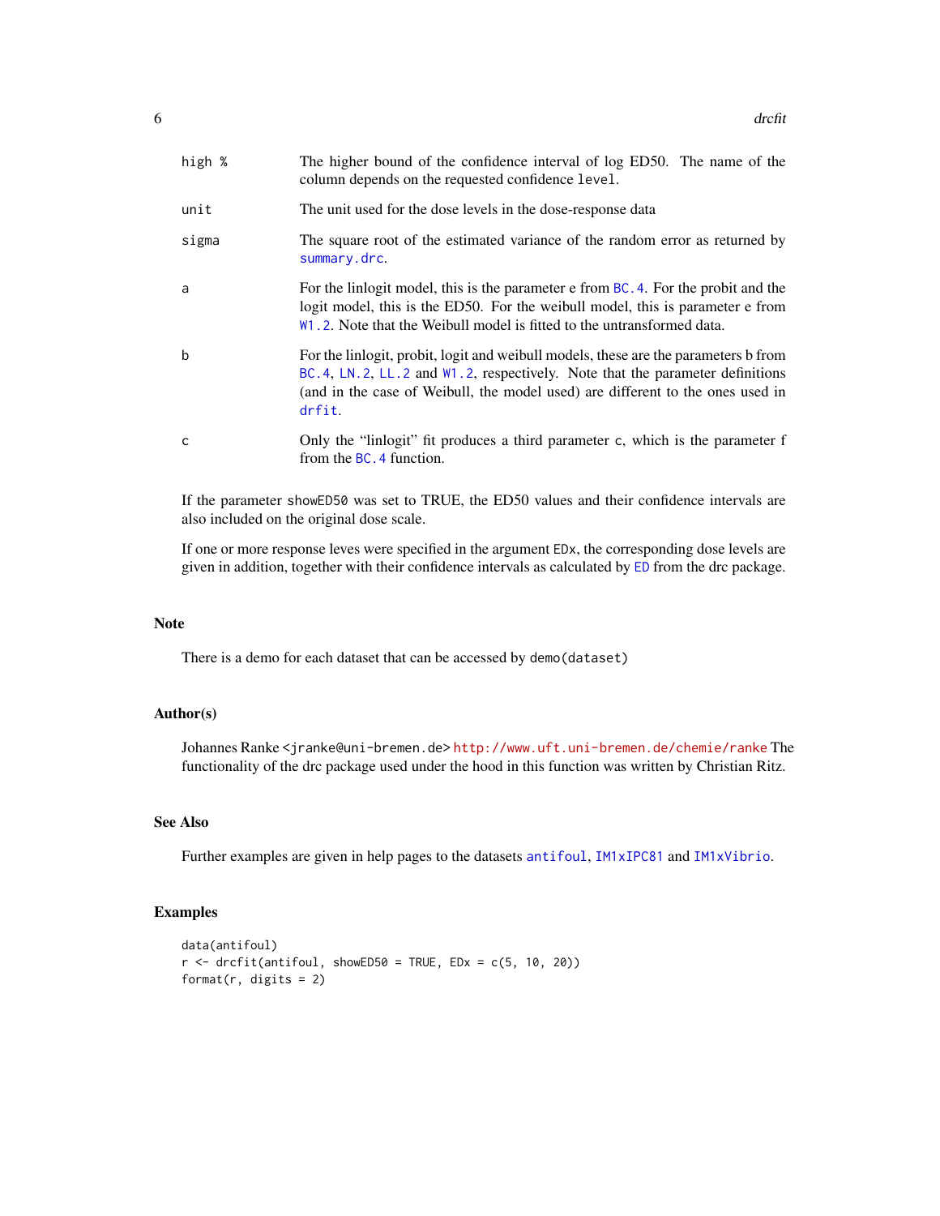high % The higher bound of the confidence interval of log ED50. The name of the column depends on the requested confidence `level`.

unit The unit used for the dose levels in the dose-response data

sigma The square root of the estimated variance of the random error as returned by `summary.drc`.

a For the linlogit model, this is the parameter e from `BC.4`. For the probit and the logit model, this is the ED50. For the weibull model, this is parameter e from `W1.2`. Note that the Weibull model is fitted to the untransformed data.

b For the linlogit, probit, logit and weibull models, these are the parameters b from `BC.4`, `LN.2`, `LL.2` and `W1.2`, respectively. Note that the parameter definitions (and in the case of Weibull, the model used) are different to the ones used in `drfit`.

c Only the "linlogit" fit produces a third parameter `c`, which is the parameter f from the `BC.4` function.

If the parameter `showED50` was set to TRUE, the ED50 values and their confidence intervals are also included on the original dose scale.

If one or more response leves were specified in the argument `EDx`, the corresponding dose levels are given in addition, together with their confidence intervals as calculated by `ED` from the drc package.

## Note

There is a demo for each dataset that can be accessed by `demo(dataset)`

## Author(s)

Johannes Ranke <jranke@uni-bremen.de> http://www.uft.uni-bremen.de/chemie/ranke The functionality of the drc package used under the hood in this function was written by Christian Ritz.

## See Also

Further examples are given in help pages to the datasets `antifoul`, `IM1xIPC81` and `IM1xVibrio`.

## Examples

```
data(antifoul)
r <- drcfit(antifoul, showED50 = TRUE, EDx = c(5, 10, 20))
format(r, digits = 2)
```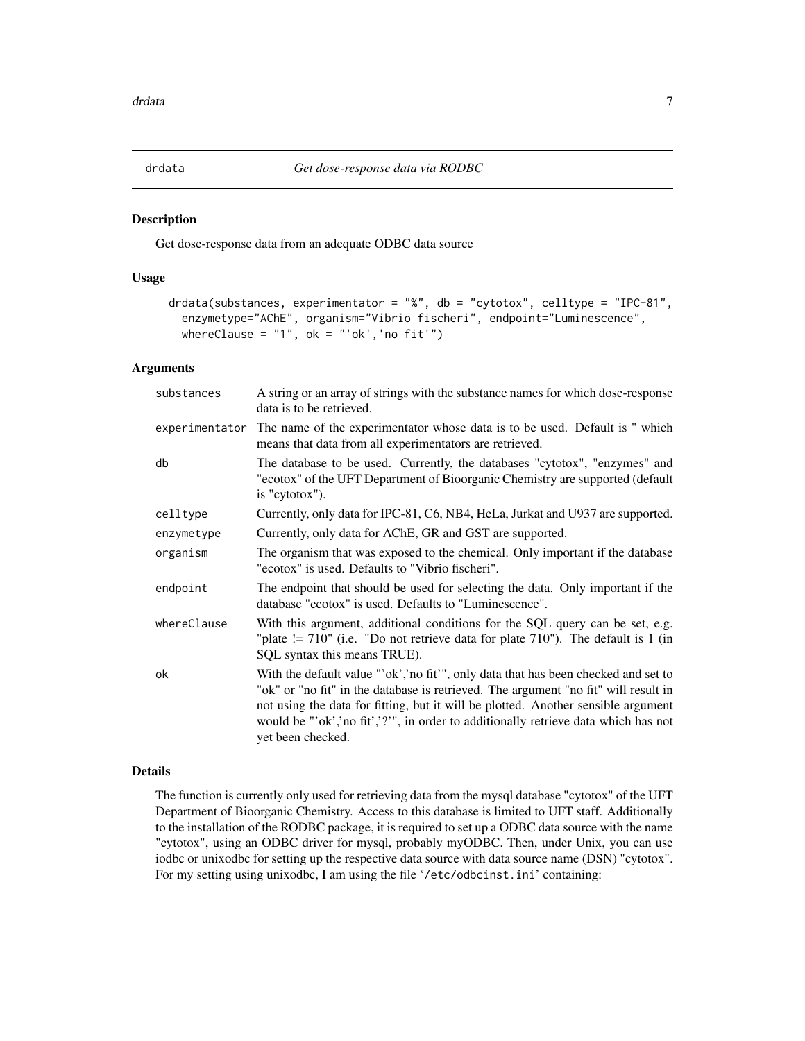# drdata — *Get dose-response data via RODBC*

## Description

Get dose-response data from an adequate ODBC data source

## Usage

```
drdata(substances, experimentator = "%", db = "cytotox", celltype = "IPC-81",
  enzymetype="AChE", organism="Vibrio fischeri", endpoint="Luminescence",
  whereClause = "1", ok = "'ok','no fit'")
```

## Arguments

| | |
|---|---|
| substances | A string or an array of strings with the substance names for which dose-response data is to be retrieved. |
| experimentator | The name of the experimentator whose data is to be used. Default is " which means that data from all experimentators are retrieved. |
| db | The database to be used. Currently, the databases "cytotox", "enzymes" and "ecotox" of the UFT Department of Bioorganic Chemistry are supported (default is "cytotox"). |
| celltype | Currently, only data for IPC-81, C6, NB4, HeLa, Jurkat and U937 are supported. |
| enzymetype | Currently, only data for AChE, GR and GST are supported. |
| organism | The organism that was exposed to the chemical. Only important if the database "ecotox" is used. Defaults to "Vibrio fischeri". |
| endpoint | The endpoint that should be used for selecting the data. Only important if the database "ecotox" is used. Defaults to "Luminescence". |
| whereClause | With this argument, additional conditions for the SQL query can be set, e.g. "plate != 710" (i.e. "Do not retrieve data for plate 710"). The default is 1 (in SQL syntax this means TRUE). |
| ok | With the default value "'ok','no fit'", only data that has been checked and set to "ok" or "no fit" in the database is retrieved. The argument "no fit" will result in not using the data for fitting, but it will be plotted. Another sensible argument would be "'ok','no fit','?'", in order to additionally retrieve data which has not yet been checked. |

## Details

The function is currently only used for retrieving data from the mysql database "cytotox" of the UFT Department of Bioorganic Chemistry. Access to this database is limited to UFT staff. Additionally to the installation of the RODBC package, it is required to set up a ODBC data source with the name "cytotox", using an ODBC driver for mysql, probably myODBC. Then, under Unix, you can use iodbc or unixodbc for setting up the respective data source with data source name (DSN) "cytotox". For my setting using unixodbc, I am using the file '/etc/odbcinst.ini' containing: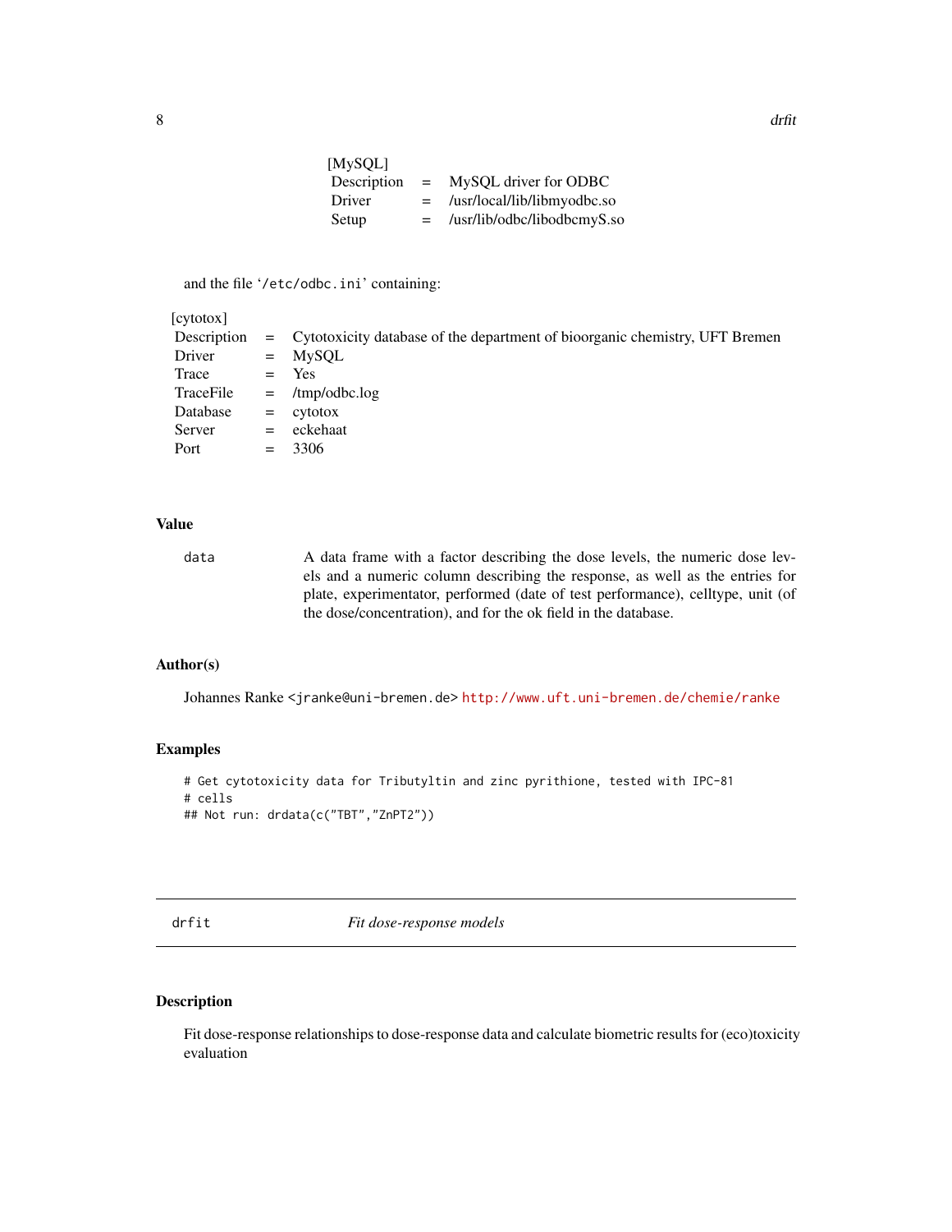```
[MySQL]
Description  =  MySQL driver for ODBC
Driver       =  /usr/local/lib/libmyodbc.so
Setup        =  /usr/lib/odbc/libodbcmyS.so
```

and the file '/etc/odbc.ini' containing:

```
[cytotox]
Description  =  Cytotoxicity database of the department of bioorganic chemistry, UFT Bremen
Driver       =  MySQL
Trace        =  Yes
TraceFile    =  /tmp/odbc.log
Database     =  cytotox
Server       =  eckehaat
Port         =  3306
```

## Value

data — A data frame with a factor describing the dose levels, the numeric dose levels and a numeric column describing the response, as well as the entries for plate, experimentator, performed (date of test performance), celltype, unit (of the dose/concentration), and for the ok field in the database.

## Author(s)

Johannes Ranke <jranke@uni-bremen.de> http://www.uft.uni-bremen.de/chemie/ranke

## Examples

```
# Get cytotoxicity data for Tributyltin and zinc pyrithione, tested with IPC-81
# cells
## Not run: drdata(c("TBT","ZnPT2"))
```

---

# drfit — *Fit dose-response models*

## Description

Fit dose-response relationships to dose-response data and calculate biometric results for (eco)toxicity evaluation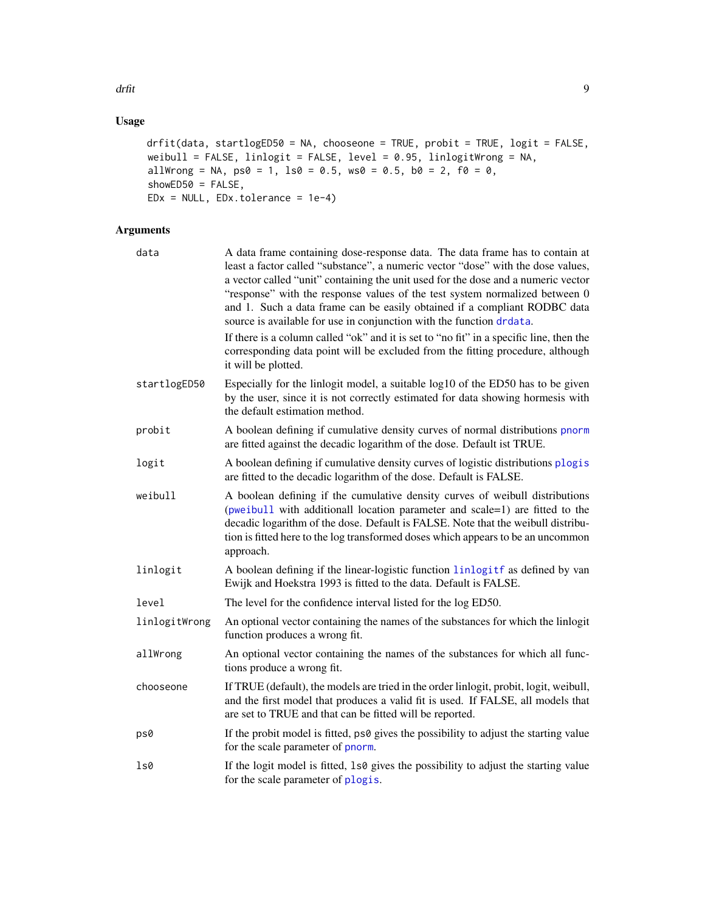## Usage

```
drfit(data, startlogED50 = NA, chooseone = TRUE, probit = TRUE, logit = FALSE,
weibull = FALSE, linlogit = FALSE, level = 0.95, linlogitWrong = NA,
allWrong = NA, ps0 = 1, ls0 = 0.5, ws0 = 0.5, b0 = 2, f0 = 0,
showED50 = FALSE,
EDx = NULL, EDx.tolerance = 1e-4)
```

## Arguments

`data` A data frame containing dose-response data. The data frame has to contain at least a factor called "substance", a numeric vector "dose" with the dose values, a vector called "unit" containing the unit used for the dose and a numeric vector "response" with the response values of the test system normalized between 0 and 1. Such a data frame can be easily obtained if a compliant RODBC data source is available for use in conjunction with the function `drdata`.

If there is a column called "ok" and it is set to "no fit" in a specific line, then the corresponding data point will be excluded from the fitting procedure, although it will be plotted.

`startlogED50` Especially for the linlogit model, a suitable log10 of the ED50 has to be given by the user, since it is not correctly estimated for data showing hormesis with the default estimation method.

`probit` A boolean defining if cumulative density curves of normal distributions `pnorm` are fitted against the decadic logarithm of the dose. Default ist TRUE.

`logit` A boolean defining if cumulative density curves of logistic distributions `plogis` are fitted to the decadic logarithm of the dose. Default is FALSE.

`weibull` A boolean defining if the cumulative density curves of weibull distributions (`pweibull` with additionall location parameter and scale=1) are fitted to the decadic logarithm of the dose. Default is FALSE. Note that the weibull distribution is fitted here to the log transformed doses which appears to be an uncommon approach.

`linlogit` A boolean defining if the linear-logistic function `linlogitf` as defined by van Ewijk and Hoekstra 1993 is fitted to the data. Default is FALSE.

`level` The level for the confidence interval listed for the log ED50.

`linlogitWrong` An optional vector containing the names of the substances for which the linlogit function produces a wrong fit.

`allWrong` An optional vector containing the names of the substances for which all functions produce a wrong fit.

`chooseone` If TRUE (default), the models are tried in the order linlogit, probit, logit, weibull, and the first model that produces a valid fit is used. If FALSE, all models that are set to TRUE and that can be fitted will be reported.

`ps0` If the probit model is fitted, `ps0` gives the possibility to adjust the starting value for the scale parameter of `pnorm`.

`ls0` If the logit model is fitted, `ls0` gives the possibility to adjust the starting value for the scale parameter of `plogis`.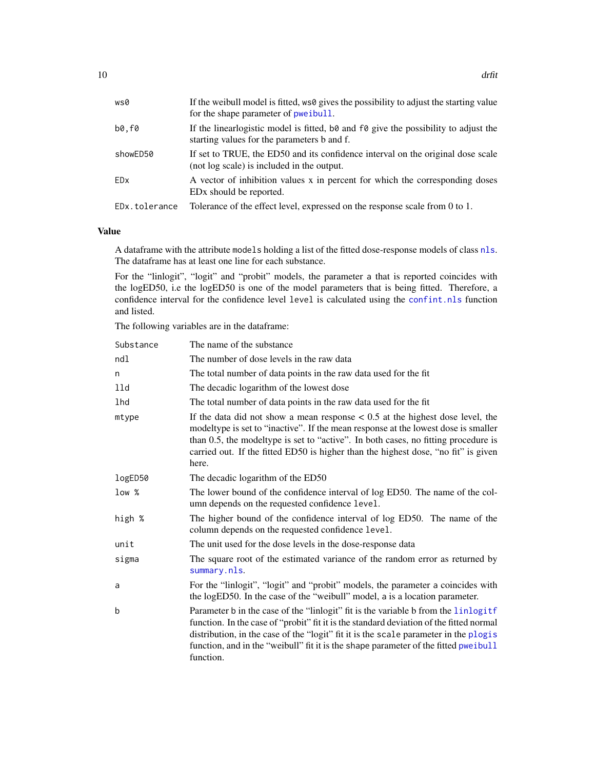| | |
|---|---|
| `ws0` | If the weibull model is fitted, `ws0` gives the possibility to adjust the starting value for the shape parameter of `pweibull`. |
| `b0,f0` | If the linearlogistic model is fitted, `b0` and `f0` give the possibility to adjust the starting values for the parameters b and f. |
| `showED50` | If set to TRUE, the ED50 and its confidence interval on the original dose scale (not log scale) is included in the output. |
| `EDx` | A vector of inhibition values x in percent for which the corresponding doses EDx should be reported. |
| `EDx.tolerance` | Tolerance of the effect level, expressed on the response scale from 0 to 1. |

## Value

A dataframe with the attribute `models` holding a list of the fitted dose-response models of class `nls`. The dataframe has at least one line for each substance.

For the "linlogit", "logit" and "probit" models, the parameter `a` that is reported coincides with the logED50, i.e the logED50 is one of the model parameters that is being fitted. Therefore, a confidence interval for the confidence level `level` is calculated using the `confint.nls` function and listed.

The following variables are in the dataframe:

| | |
|---|---|
| `Substance` | The name of the substance |
| `ndl` | The number of dose levels in the raw data |
| `n` | The total number of data points in the raw data used for the fit |
| `lld` | The decadic logarithm of the lowest dose |
| `lhd` | The total number of data points in the raw data used for the fit |
| `mtype` | If the data did not show a mean response < 0.5 at the highest dose level, the modeltype is set to "inactive". If the mean response at the lowest dose is smaller than 0.5, the modeltype is set to "active". In both cases, no fitting procedure is carried out. If the fitted ED50 is higher than the highest dose, "no fit" is given here. |
| `logED50` | The decadic logarithm of the ED50 |
| `low %` | The lower bound of the confidence interval of log ED50. The name of the column depends on the requested confidence `level`. |
| `high %` | The higher bound of the confidence interval of log ED50. The name of the column depends on the requested confidence `level`. |
| `unit` | The unit used for the dose levels in the dose-response data |
| `sigma` | The square root of the estimated variance of the random error as returned by `summary.nls`. |
| `a` | For the "linlogit", "logit" and "probit" models, the parameter `a` coincides with the logED50. In the case of the "weibull" model, `a` is a location parameter. |
| `b` | Parameter `b` in the case of the "linlogit" fit is the variable b from the `linlogitf` function. In the case of "probit" fit it is the standard deviation of the fitted normal distribution, in the case of the "logit" fit it is the `scale` parameter in the `plogis` function, and in the "weibull" fit it is the `shape` parameter of the fitted `pweibull` function. |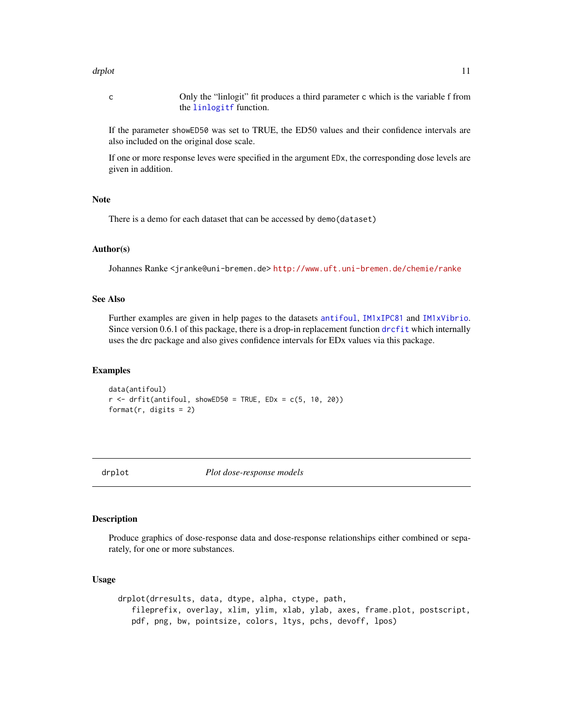c	Only the “linlogit” fit produces a third parameter c which is the variable f from the linlogitf function.

If the parameter showED50 was set to TRUE, the ED50 values and their confidence intervals are also included on the original dose scale.

If one or more response leves were specified in the argument EDx, the corresponding dose levels are given in addition.

## Note

There is a demo for each dataset that can be accessed by demo(dataset)

## Author(s)

Johannes Ranke <jranke@uni-bremen.de> http://www.uft.uni-bremen.de/chemie/ranke

## See Also

Further examples are given in help pages to the datasets antifoul, IM1xIPC81 and IM1xVibrio. Since version 0.6.1 of this package, there is a drop-in replacement function drcfit which internally uses the drc package and also gives confidence intervals for EDx values via this package.

## Examples

```
data(antifoul)
r <- drfit(antifoul, showED50 = TRUE, EDx = c(5, 10, 20))
format(r, digits = 2)
```

---

# drplot *Plot dose-response models*

---

## Description

Produce graphics of dose-response data and dose-response relationships either combined or separately, for one or more substances.

## Usage

```
drplot(drresults, data, dtype, alpha, ctype, path,
   fileprefix, overlay, xlim, ylim, xlab, ylab, axes, frame.plot, postscript,
   pdf, png, bw, pointsize, colors, ltys, pchs, devoff, lpos)
```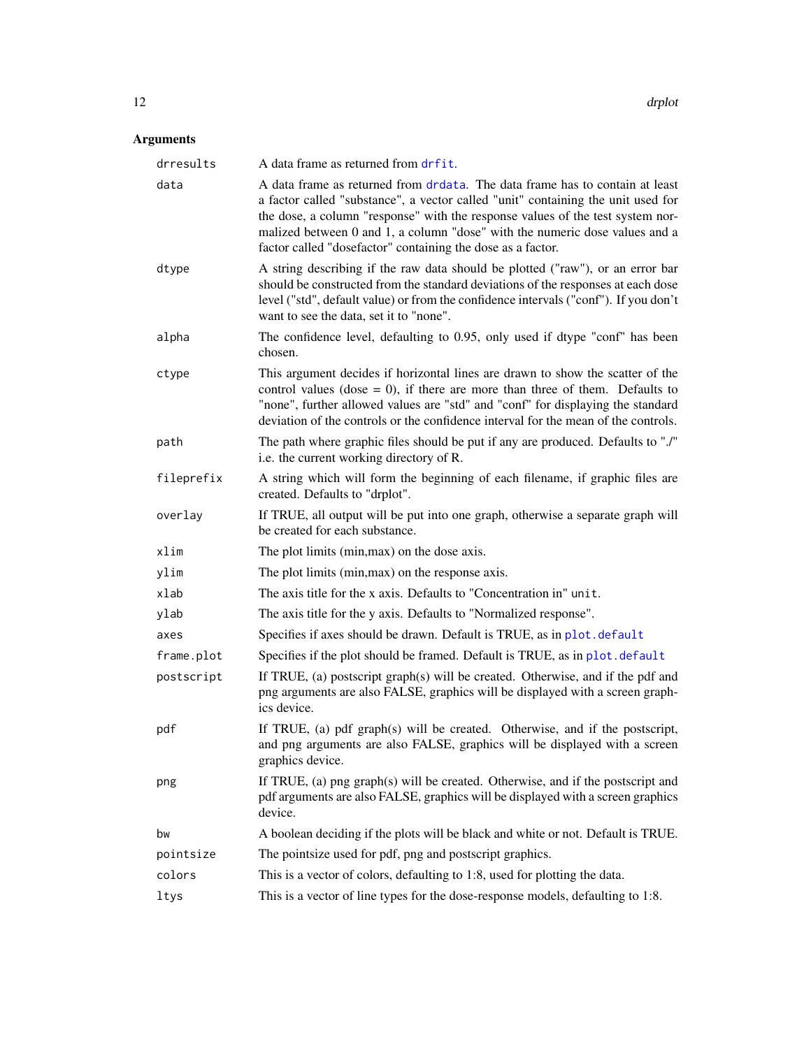## Arguments

| | |
|---|---|
| `drresults` | A data frame as returned from `drfit`. |
| `data` | A data frame as returned from `drdata`. The data frame has to contain at least a factor called "substance", a vector called "unit" containing the unit used for the dose, a column "response" with the response values of the test system normalized between 0 and 1, a column "dose" with the numeric dose values and a factor called "dosefactor" containing the dose as a factor. |
| `dtype` | A string describing if the raw data should be plotted ("raw"), or an error bar should be constructed from the standard deviations of the responses at each dose level ("std", default value) or from the confidence intervals ("conf"). If you don't want to see the data, set it to "none". |
| `alpha` | The confidence level, defaulting to 0.95, only used if dtype "conf" has been chosen. |
| `ctype` | This argument decides if horizontal lines are drawn to show the scatter of the control values (dose = 0), if there are more than three of them. Defaults to "none", further allowed values are "std" and "conf" for displaying the standard deviation of the controls or the confidence interval for the mean of the controls. |
| `path` | The path where graphic files should be put if any are produced. Defaults to "./" i.e. the current working directory of R. |
| `fileprefix` | A string which will form the beginning of each filename, if graphic files are created. Defaults to "drplot". |
| `overlay` | If TRUE, all output will be put into one graph, otherwise a separate graph will be created for each substance. |
| `xlim` | The plot limits (min,max) on the dose axis. |
| `ylim` | The plot limits (min,max) on the response axis. |
| `xlab` | The axis title for the x axis. Defaults to "Concentration in" `unit`. |
| `ylab` | The axis title for the y axis. Defaults to "Normalized response". |
| `axes` | Specifies if axes should be drawn. Default is TRUE, as in `plot.default` |
| `frame.plot` | Specifies if the plot should be framed. Default is TRUE, as in `plot.default` |
| `postscript` | If TRUE, (a) postscript graph(s) will be created. Otherwise, and if the pdf and png arguments are also FALSE, graphics will be displayed with a screen graphics device. |
| `pdf` | If TRUE, (a) pdf graph(s) will be created. Otherwise, and if the postscript, and png arguments are also FALSE, graphics will be displayed with a screen graphics device. |
| `png` | If TRUE, (a) png graph(s) will be created. Otherwise, and if the postscript and pdf arguments are also FALSE, graphics will be displayed with a screen graphics device. |
| `bw` | A boolean deciding if the plots will be black and white or not. Default is TRUE. |
| `pointsize` | The pointsize used for pdf, png and postscript graphics. |
| `colors` | This is a vector of colors, defaulting to 1:8, used for plotting the data. |
| `ltys` | This is a vector of line types for the dose-response models, defaulting to 1:8. |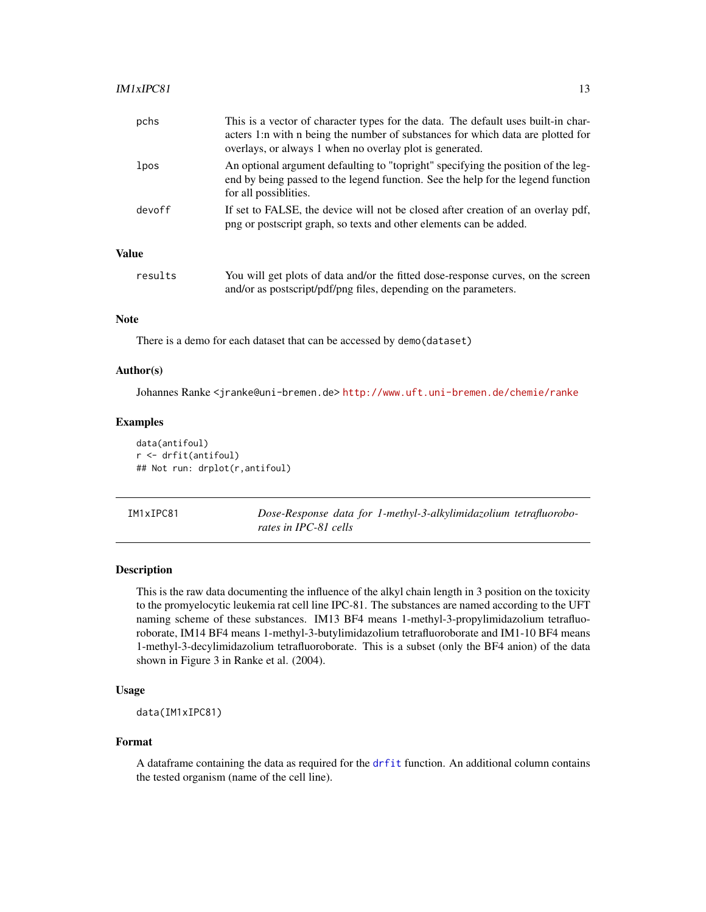pchs
: This is a vector of character types for the data. The default uses built-in characters 1:n with n being the number of substances for which data are plotted for overlays, or always 1 when no overlay plot is generated.

lpos
: An optional argument defaulting to "topright" specifying the position of the legend by being passed to the legend function. See the help for the legend function for all possiblities.

devoff
: If set to FALSE, the device will not be closed after creation of an overlay pdf, png or postscript graph, so texts and other elements can be added.

### Value

results
: You will get plots of data and/or the fitted dose-response curves, on the screen and/or as postscript/pdf/png files, depending on the parameters.

### Note

There is a demo for each dataset that can be accessed by `demo(dataset)`

### Author(s)

Johannes Ranke <jranke@uni-bremen.de> http://www.uft.uni-bremen.de/chemie/ranke

### Examples

```
data(antifoul)
r <- drfit(antifoul)
## Not run: drplot(r,antifoul)
```

---

## IM1xIPC81 — *Dose-Response data for 1-methyl-3-alkylimidazolium tetrafluoroborates in IPC-81 cells*

### Description

This is the raw data documenting the influence of the alkyl chain length in 3 position on the toxicity to the promyelocytic leukemia rat cell line IPC-81. The substances are named according to the UFT naming scheme of these substances. IM13 BF4 means 1-methyl-3-propylimidazolium tetrafluoroborate, IM14 BF4 means 1-methyl-3-butylimidazolium tetrafluoroborate and IM1-10 BF4 means 1-methyl-3-decylimidazolium tetrafluoroborate. This is a subset (only the BF4 anion) of the data shown in Figure 3 in Ranke et al. (2004).

### Usage

```
data(IM1xIPC81)
```

### Format

A dataframe containing the data as required for the `drfit` function. An additional column contains the tested organism (name of the cell line).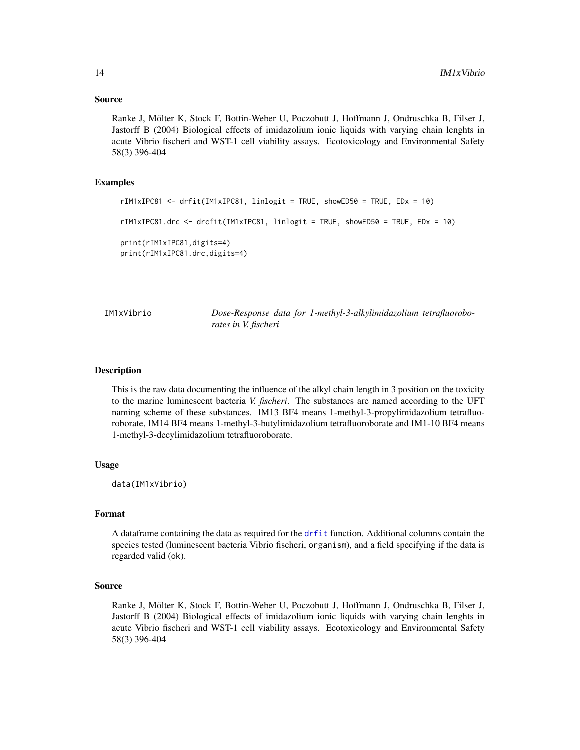### Source

Ranke J, Mölter K, Stock F, Bottin-Weber U, Poczobutt J, Hoffmann J, Ondruschka B, Filser J, Jastorff B (2004) Biological effects of imidazolium ionic liquids with varying chain lenghts in acute Vibrio fischeri and WST-1 cell viability assays. Ecotoxicology and Environmental Safety 58(3) 396-404

### Examples

```
rIM1xIPC81 <- drfit(IM1xIPC81, linlogit = TRUE, showED50 = TRUE, EDx = 10)

rIM1xIPC81.drc <- drcfit(IM1xIPC81, linlogit = TRUE, showED50 = TRUE, EDx = 10)

print(rIM1xIPC81,digits=4)
print(rIM1xIPC81.drc,digits=4)
```

---

## IM1xVibrio — *Dose-Response data for 1-methyl-3-alkylimidazolium tetrafluoroborates in V. fischeri*

### Description

This is the raw data documenting the influence of the alkyl chain length in 3 position on the toxicity to the marine luminescent bacteria *V. fischeri*. The substances are named according to the UFT naming scheme of these substances. IM13 BF4 means 1-methyl-3-propylimidazolium tetrafluoroborate, IM14 BF4 means 1-methyl-3-butylimidazolium tetrafluoroborate and IM1-10 BF4 means 1-methyl-3-decylimidazolium tetrafluoroborate.

### Usage

```
data(IM1xVibrio)
```

### Format

A dataframe containing the data as required for the `drfit` function. Additional columns contain the species tested (luminescent bacteria Vibrio fischeri, `organism`), and a field specifying if the data is regarded valid (`ok`).

### Source

Ranke J, Mölter K, Stock F, Bottin-Weber U, Poczobutt J, Hoffmann J, Ondruschka B, Filser J, Jastorff B (2004) Biological effects of imidazolium ionic liquids with varying chain lenghts in acute Vibrio fischeri and WST-1 cell viability assays. Ecotoxicology and Environmental Safety 58(3) 396-404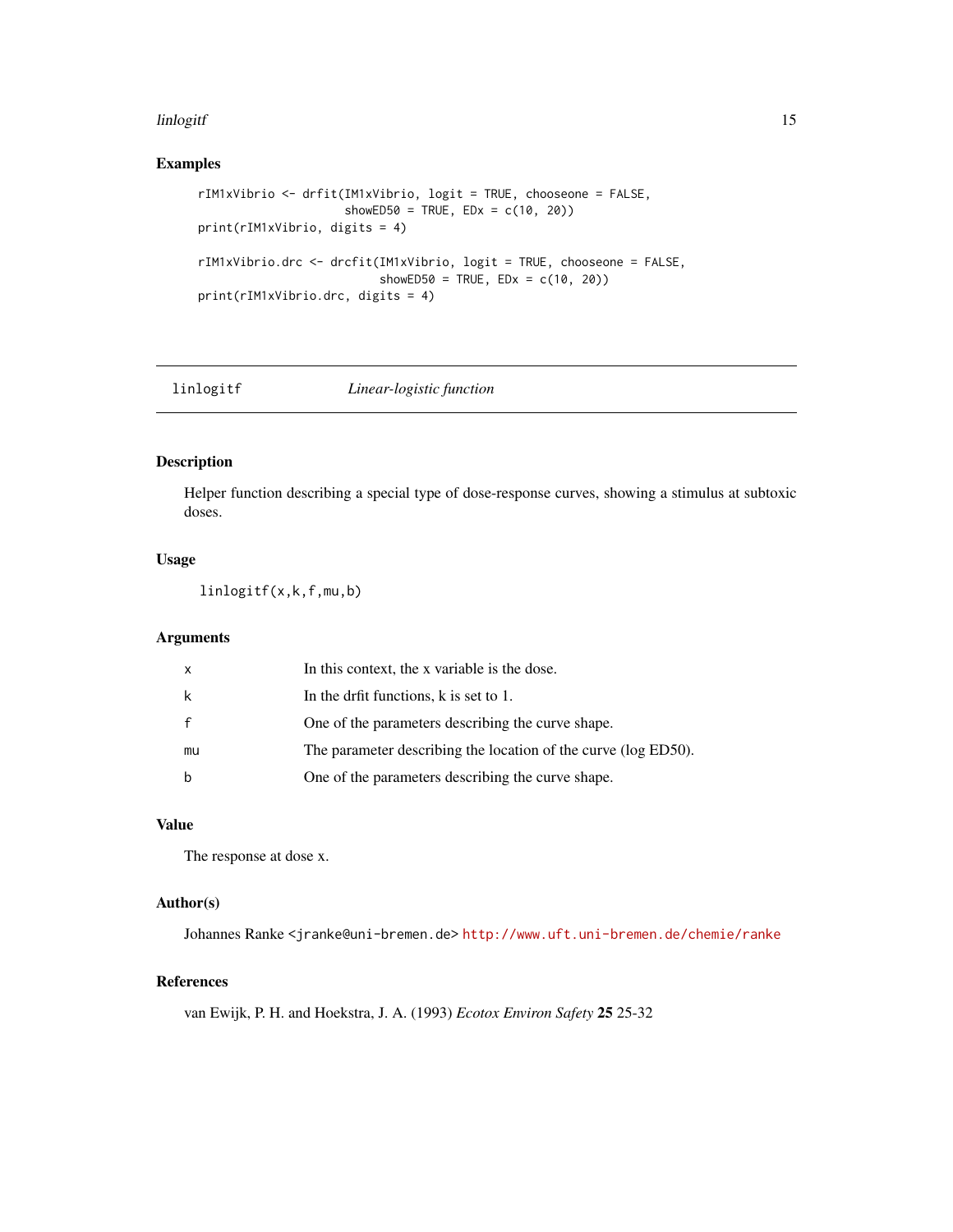## Examples

```
rIM1xVibrio <- drfit(IM1xVibrio, logit = TRUE, chooseone = FALSE,
                     showED50 = TRUE, EDx = c(10, 20))
print(rIM1xVibrio, digits = 4)

rIM1xVibrio.drc <- drcfit(IM1xVibrio, logit = TRUE, chooseone = FALSE,
                          showED50 = TRUE, EDx = c(10, 20))
print(rIM1xVibrio.drc, digits = 4)
```

---

# linlogitf — *Linear-logistic function*

---

## Description

Helper function describing a special type of dose-response curves, showing a stimulus at subtoxic doses.

## Usage

```
linlogitf(x,k,f,mu,b)
```

## Arguments

| | |
|---|---|
| x | In this context, the x variable is the dose. |
| k | In the drfit functions, k is set to 1. |
| f | One of the parameters describing the curve shape. |
| mu | The parameter describing the location of the curve (log ED50). |
| b | One of the parameters describing the curve shape. |

## Value

The response at dose x.

## Author(s)

Johannes Ranke <jranke@uni-bremen.de> http://www.uft.uni-bremen.de/chemie/ranke

## References

van Ewijk, P. H. and Hoekstra, J. A. (1993) *Ecotox Environ Safety* **25** 25-32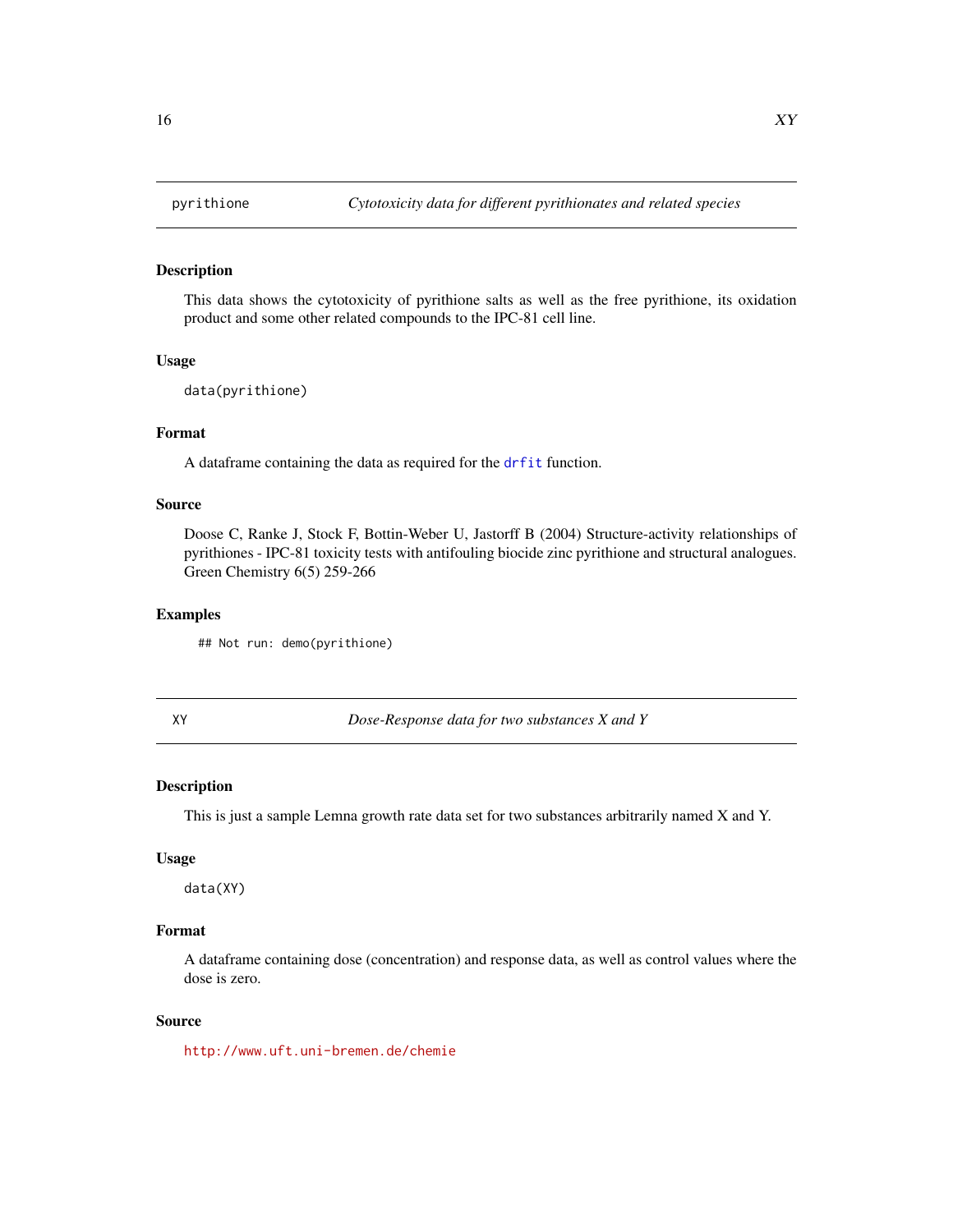## pyrithione — *Cytotoxicity data for different pyrithionates and related species*

### Description

This data shows the cytotoxicity of pyrithione salts as well as the free pyrithione, its oxidation product and some other related compounds to the IPC-81 cell line.

### Usage

```
data(pyrithione)
```

### Format

A dataframe containing the data as required for the `drfit` function.

### Source

Doose C, Ranke J, Stock F, Bottin-Weber U, Jastorff B (2004) Structure-activity relationships of pyrithiones - IPC-81 toxicity tests with antifouling biocide zinc pyrithione and structural analogues. Green Chemistry 6(5) 259-266

### Examples

```
## Not run: demo(pyrithione)
```

## XY — *Dose-Response data for two substances X and Y*

### Description

This is just a sample Lemna growth rate data set for two substances arbitrarily named X and Y.

### Usage

```
data(XY)
```

### Format

A dataframe containing dose (concentration) and response data, as well as control values where the dose is zero.

### Source

http://www.uft.uni-bremen.de/chemie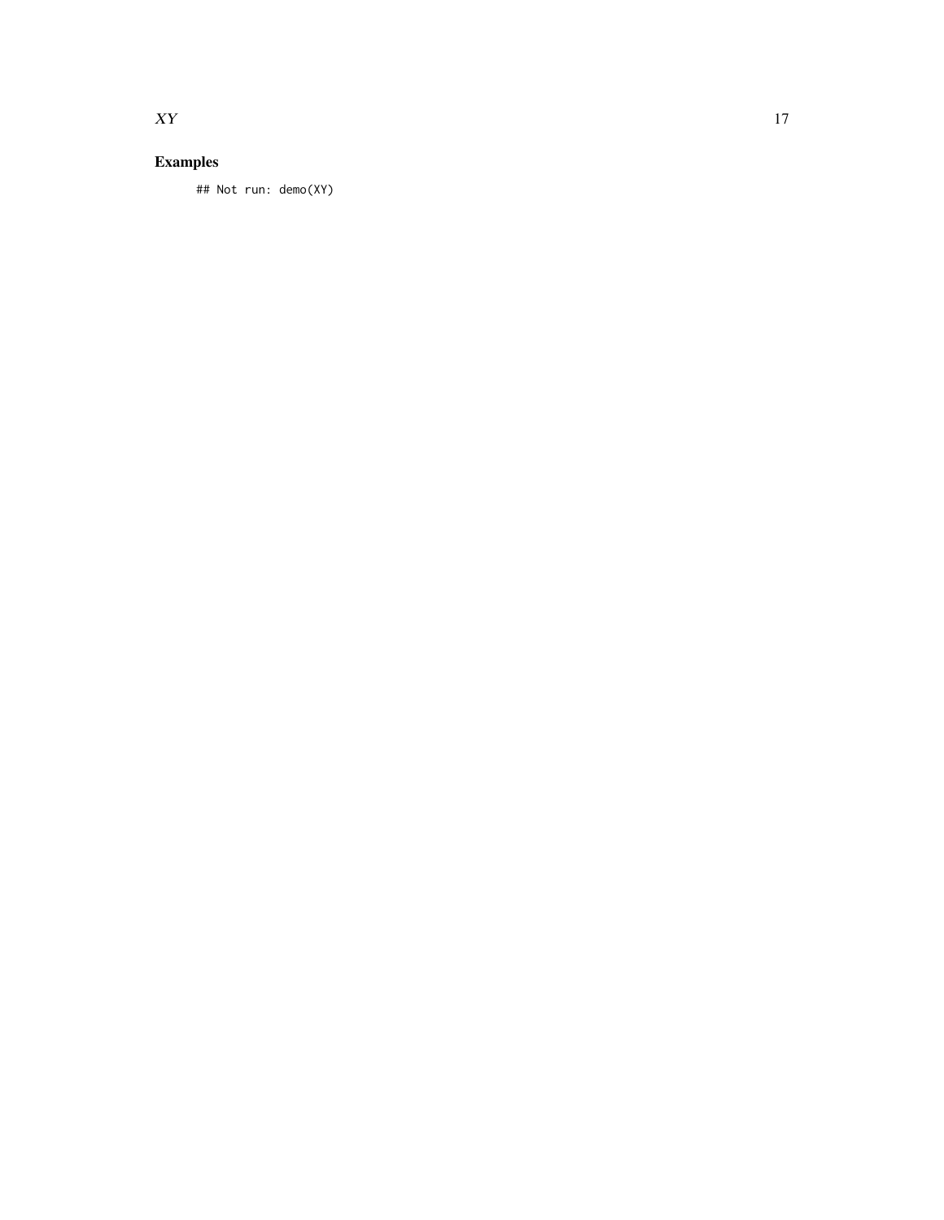## Examples

```
## Not run: demo(XY)
```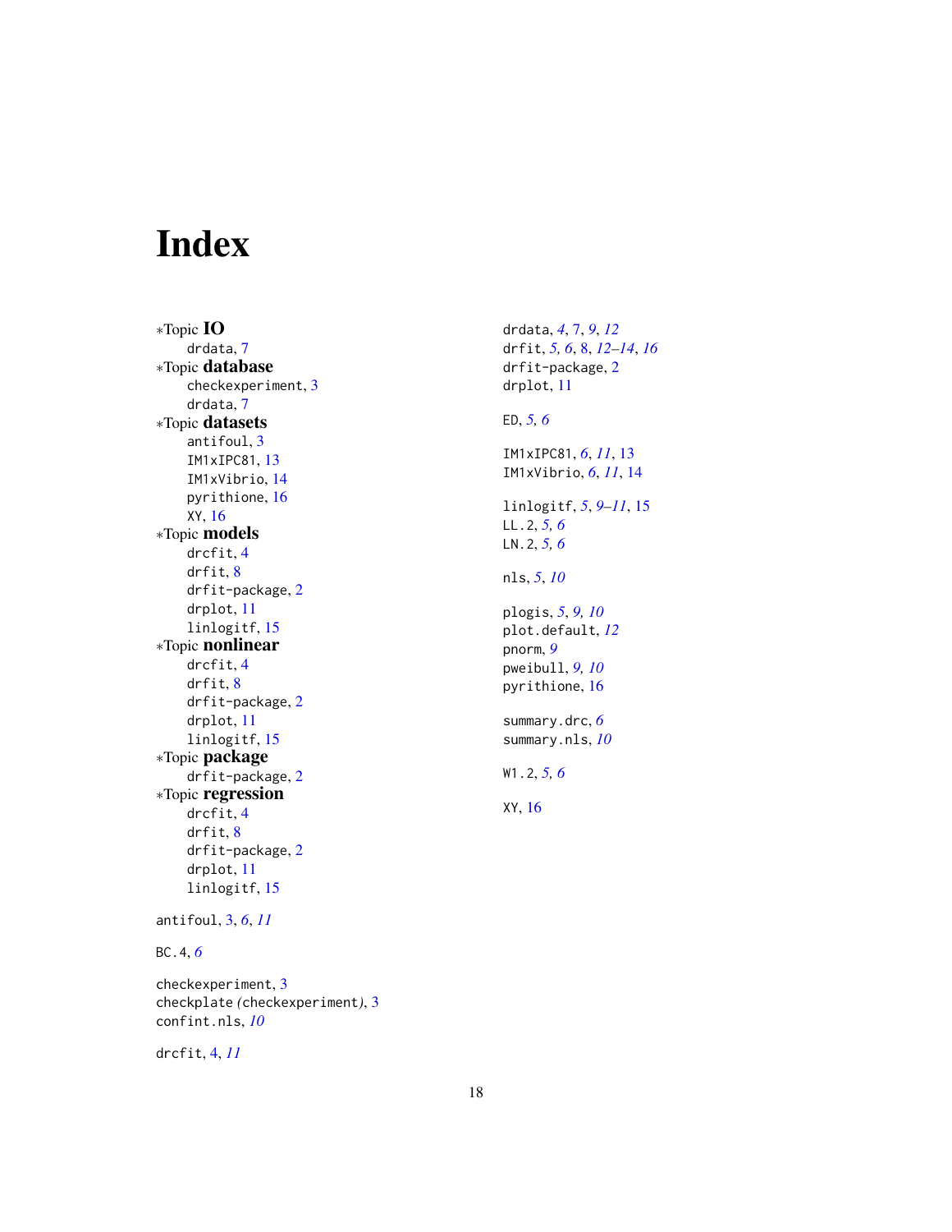# Index

*Topic **IO**
    drdata, 7
*Topic **database**
    checkexperiment, 3
    drdata, 7
*Topic **datasets**
    antifoul, 3
    IM1xIPC81, 13
    IM1xVibrio, 14
    pyrithione, 16
    XY, 16
*Topic **models**
    drcfit, 4
    drfit, 8
    drfit-package, 2
    drplot, 11
    linlogitf, 15
*Topic **nonlinear**
    drcfit, 4
    drfit, 8
    drfit-package, 2
    drplot, 11
    linlogitf, 15
*Topic **package**
    drfit-package, 2
*Topic **regression**
    drcfit, 4
    drfit, 8
    drfit-package, 2
    drplot, 11
    linlogitf, 15

antifoul, 3, *6*, *11*

BC.4, *6*

checkexperiment, 3
checkplate *(*checkexperiment*)*, 3
confint.nls, *10*

drcfit, 4, *11*
drdata, *4*, 7, *9*, *12*
drfit, *5, 6*, 8, *12–14*, *16*
drfit-package, 2
drplot, 11

ED, *5, 6*

IM1xIPC81, *6*, *11*, 13
IM1xVibrio, *6*, *11*, 14

linlogitf, *5*, *9–11*, 15
LL.2, *5, 6*
LN.2, *5, 6*

nls, *5*, *10*

plogis, *5*, *9, 10*
plot.default, *12*
pnorm, *9*
pweibull, *9, 10*
pyrithione, 16

summary.drc, *6*
summary.nls, *10*

W1.2, *5, 6*

XY, 16